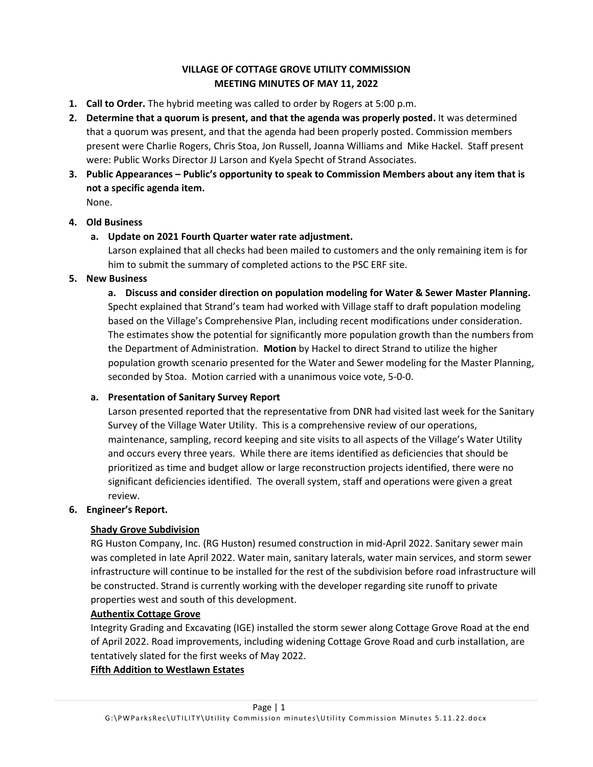**VILLAGE OF COTTAGE GROVE UTILITY COMMISSION**
**MEETING MINUTES OF MAY 11, 2022**

1. **Call to Order.** The hybrid meeting was called to order by Rogers at 5:00 p.m.
2. **Determine that a quorum is present, and that the agenda was properly posted.** It was determined that a quorum was present, and that the agenda had been properly posted. Commission members present were Charlie Rogers, Chris Stoa, Jon Russell, Joanna Williams and Mike Hackel. Staff present were: Public Works Director JJ Larson and Kyela Specht of Strand Associates.
3. **Public Appearances – Public's opportunity to speak to Commission Members about any item that is not a specific agenda item.**
   None.
4. **Old Business**
   a. **Update on 2021 Fourth Quarter water rate adjustment.**
   Larson explained that all checks had been mailed to customers and the only remaining item is for him to submit the summary of completed actions to the PSC ERF site.
5. **New Business**
   a. **Discuss and consider direction on population modeling for Water & Sewer Master Planning.**
   Specht explained that Strand's team had worked with Village staff to draft population modeling based on the Village's Comprehensive Plan, including recent modifications under consideration. The estimates show the potential for significantly more population growth than the numbers from the Department of Administration. **Motion** by Hackel to direct Strand to utilize the higher population growth scenario presented for the Water and Sewer modeling for the Master Planning, seconded by Stoa. Motion carried with a unanimous voice vote, 5-0-0.

   a. **Presentation of Sanitary Survey Report**
   Larson presented reported that the representative from DNR had visited last week for the Sanitary Survey of the Village Water Utility. This is a comprehensive review of our operations, maintenance, sampling, record keeping and site visits to all aspects of the Village's Water Utility and occurs every three years. While there are items identified as deficiencies that should be prioritized as time and budget allow or large reconstruction projects identified, there were no significant deficiencies identified. The overall system, staff and operations were given a great review.
6. **Engineer's Report.**

**Shady Grove Subdivision**
RG Huston Company, Inc. (RG Huston) resumed construction in mid-April 2022. Sanitary sewer main was completed in late April 2022. Water main, sanitary laterals, water main services, and storm sewer infrastructure will continue to be installed for the rest of the subdivision before road infrastructure will be constructed. Strand is currently working with the developer regarding site runoff to private properties west and south of this development.

**Authentix Cottage Grove**
Integrity Grading and Excavating (IGE) installed the storm sewer along Cottage Grove Road at the end of April 2022. Road improvements, including widening Cottage Grove Road and curb installation, are tentatively slated for the first weeks of May 2022.

**Fifth Addition to Westlawn Estates**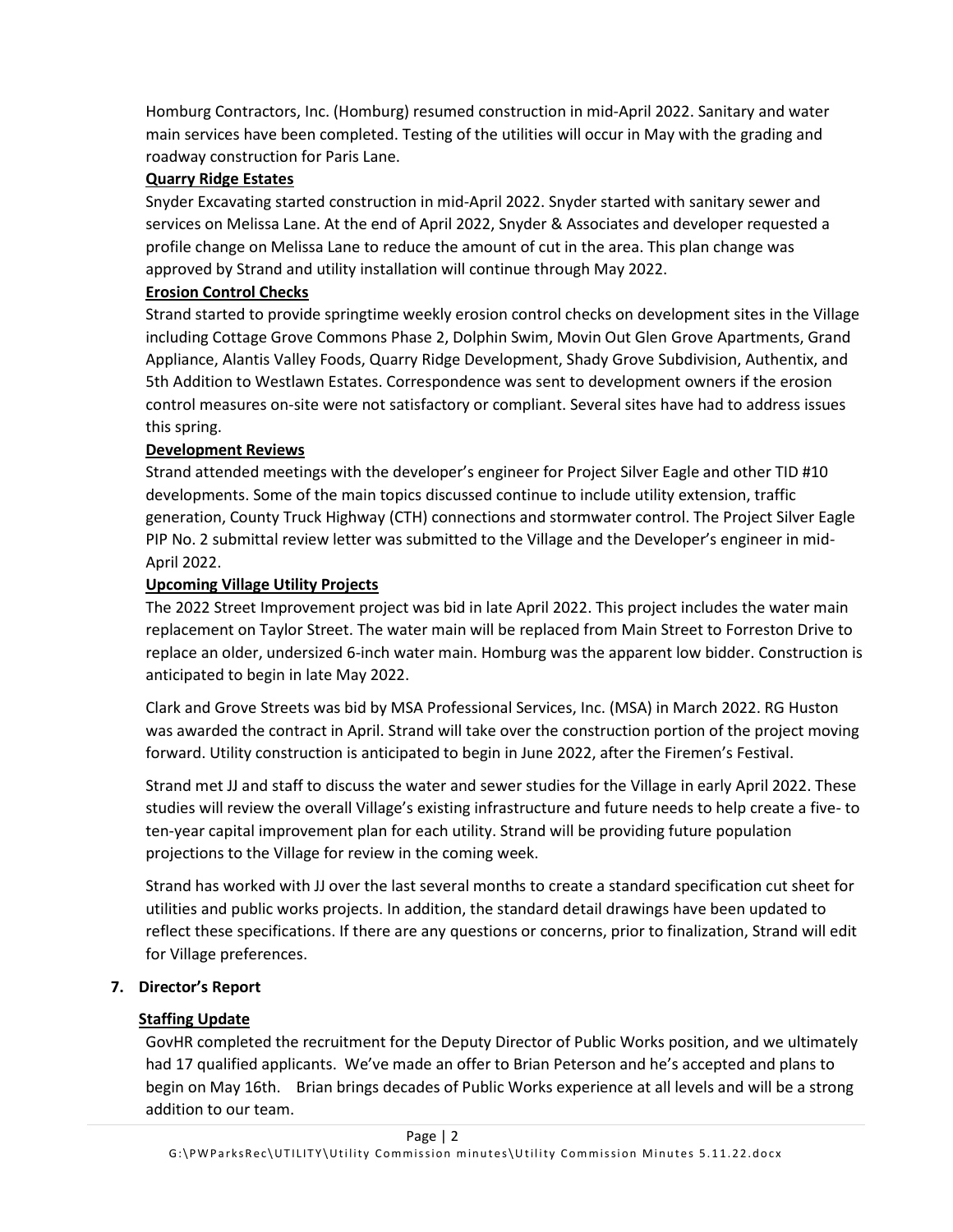Homburg Contractors, Inc. (Homburg) resumed construction in mid-April 2022. Sanitary and water main services have been completed. Testing of the utilities will occur in May with the grading and roadway construction for Paris Lane.

**Quarry Ridge Estates**

Snyder Excavating started construction in mid-April 2022. Snyder started with sanitary sewer and services on Melissa Lane. At the end of April 2022, Snyder & Associates and developer requested a profile change on Melissa Lane to reduce the amount of cut in the area. This plan change was approved by Strand and utility installation will continue through May 2022.

**Erosion Control Checks**

Strand started to provide springtime weekly erosion control checks on development sites in the Village including Cottage Grove Commons Phase 2, Dolphin Swim, Movin Out Glen Grove Apartments, Grand Appliance, Alantis Valley Foods, Quarry Ridge Development, Shady Grove Subdivision, Authentix, and 5th Addition to Westlawn Estates. Correspondence was sent to development owners if the erosion control measures on-site were not satisfactory or compliant. Several sites have had to address issues this spring.

**Development Reviews**

Strand attended meetings with the developer's engineer for Project Silver Eagle and other TID #10 developments. Some of the main topics discussed continue to include utility extension, traffic generation, County Truck Highway (CTH) connections and stormwater control. The Project Silver Eagle PIP No. 2 submittal review letter was submitted to the Village and the Developer's engineer in mid-April 2022.

**Upcoming Village Utility Projects**

The 2022 Street Improvement project was bid in late April 2022. This project includes the water main replacement on Taylor Street. The water main will be replaced from Main Street to Forreston Drive to replace an older, undersized 6-inch water main. Homburg was the apparent low bidder. Construction is anticipated to begin in late May 2022.

Clark and Grove Streets was bid by MSA Professional Services, Inc. (MSA) in March 2022. RG Huston was awarded the contract in April. Strand will take over the construction portion of the project moving forward. Utility construction is anticipated to begin in June 2022, after the Firemen's Festival.

Strand met JJ and staff to discuss the water and sewer studies for the Village in early April 2022. These studies will review the overall Village's existing infrastructure and future needs to help create a five- to ten-year capital improvement plan for each utility. Strand will be providing future population projections to the Village for review in the coming week.

Strand has worked with JJ over the last several months to create a standard specification cut sheet for utilities and public works projects. In addition, the standard detail drawings have been updated to reflect these specifications. If there are any questions or concerns, prior to finalization, Strand will edit for Village preferences.

**7. Director's Report**

**Staffing Update**

GovHR completed the recruitment for the Deputy Director of Public Works position, and we ultimately had 17 qualified applicants. We've made an offer to Brian Peterson and he's accepted and plans to begin on May 16th. Brian brings decades of Public Works experience at all levels and will be a strong addition to our team.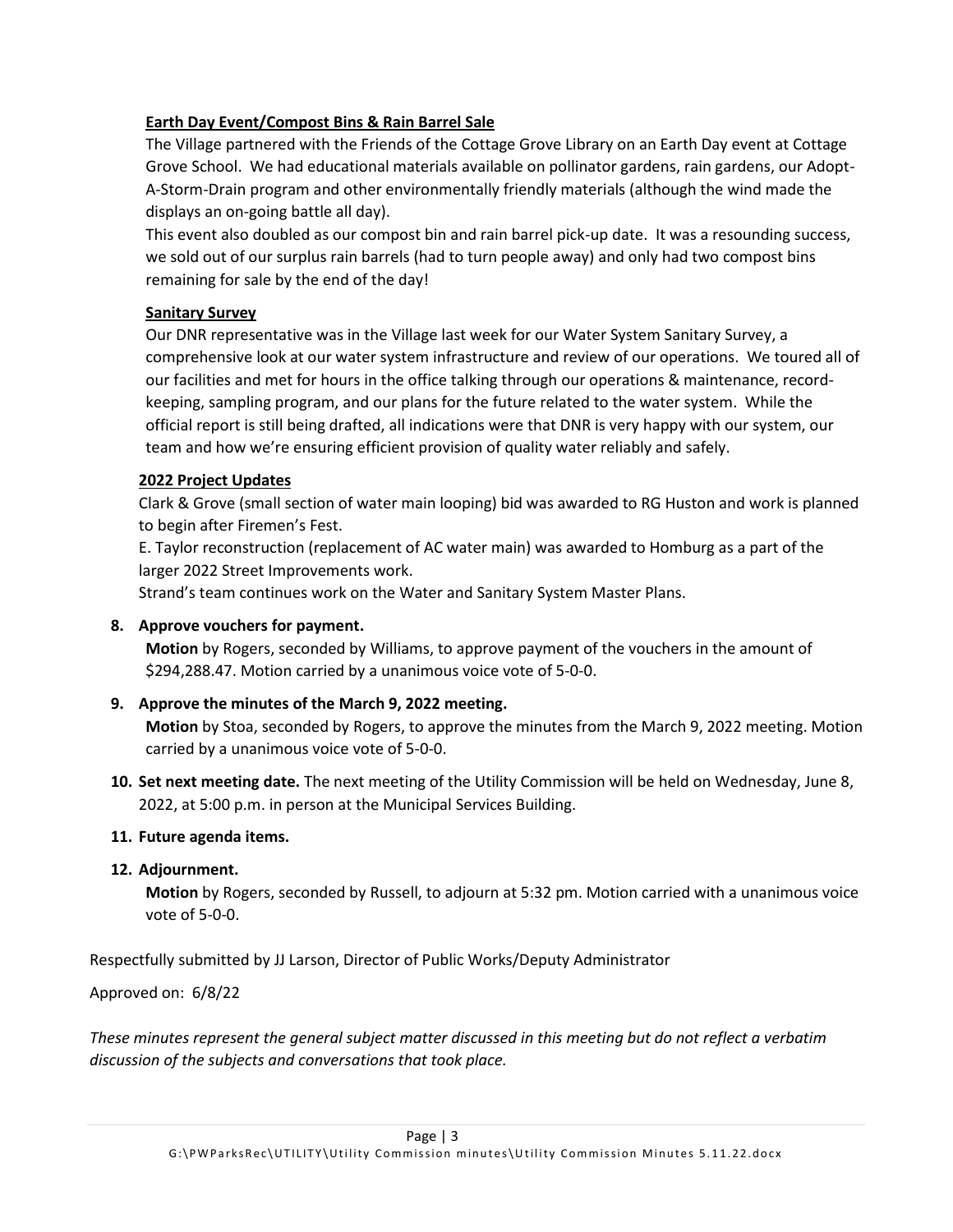**Earth Day Event/Compost Bins & Rain Barrel Sale**

The Village partnered with the Friends of the Cottage Grove Library on an Earth Day event at Cottage Grove School. We had educational materials available on pollinator gardens, rain gardens, our Adopt-A-Storm-Drain program and other environmentally friendly materials (although the wind made the displays an on-going battle all day).

This event also doubled as our compost bin and rain barrel pick-up date. It was a resounding success, we sold out of our surplus rain barrels (had to turn people away) and only had two compost bins remaining for sale by the end of the day!

**Sanitary Survey**

Our DNR representative was in the Village last week for our Water System Sanitary Survey, a comprehensive look at our water system infrastructure and review of our operations. We toured all of our facilities and met for hours in the office talking through our operations & maintenance, record-keeping, sampling program, and our plans for the future related to the water system. While the official report is still being drafted, all indications were that DNR is very happy with our system, our team and how we're ensuring efficient provision of quality water reliably and safely.

**2022 Project Updates**

Clark & Grove (small section of water main looping) bid was awarded to RG Huston and work is planned to begin after Firemen's Fest.

E. Taylor reconstruction (replacement of AC water main) was awarded to Homburg as a part of the larger 2022 Street Improvements work.

Strand's team continues work on the Water and Sanitary System Master Plans.

8. **Approve vouchers for payment.**

   **Motion** by Rogers, seconded by Williams, to approve payment of the vouchers in the amount of $294,288.47. Motion carried by a unanimous voice vote of 5-0-0.

9. **Approve the minutes of the March 9, 2022 meeting.**

   **Motion** by Stoa, seconded by Rogers, to approve the minutes from the March 9, 2022 meeting. Motion carried by a unanimous voice vote of 5-0-0.

10. **Set next meeting date.** The next meeting of the Utility Commission will be held on Wednesday, June 8, 2022, at 5:00 p.m. in person at the Municipal Services Building.

11. **Future agenda items.**

12. **Adjournment.**

    **Motion** by Rogers, seconded by Russell, to adjourn at 5:32 pm. Motion carried with a unanimous voice vote of 5-0-0.

Respectfully submitted by JJ Larson, Director of Public Works/Deputy Administrator

Approved on: 6/8/22

*These minutes represent the general subject matter discussed in this meeting but do not reflect a verbatim discussion of the subjects and conversations that took place.*

G:\PWParksRec\UTILITY\Utility Commission minutes\Utility Commission Minutes 5.11.22.docx